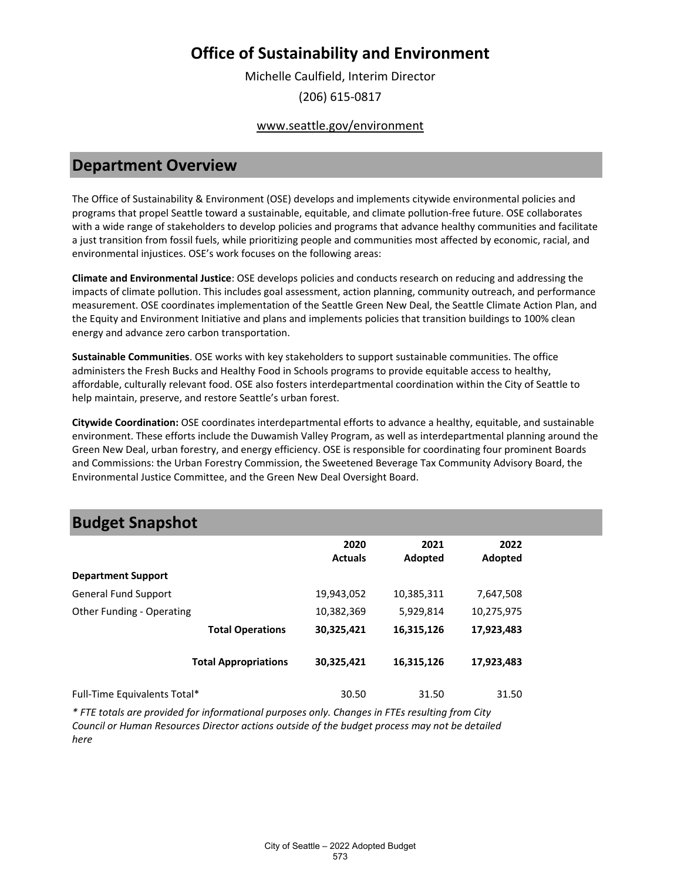# Office of Sustainability and Environment

Michelle Caulfield, Interim Director

(206) 615-0817

www.seattle.gov/environment

## Department Overview

The Office of Sustainability & Environment (OSE) develops and implements citywide environmental policies and programs that propel Seattle toward a sustainable, equitable, and climate pollution-free future. OSE collaborates with a wide range of stakeholders to develop policies and programs that advance healthy communities and facilitate a just transition from fossil fuels, while prioritizing people and communities most affected by economic, racial, and environmental injustices. OSE's work focuses on the following areas:

**Climate and Environmental Justice**: OSE develops policies and conducts research on reducing and addressing the impacts of climate pollution. This includes goal assessment, action planning, community outreach, and performance measurement. OSE coordinates implementation of the Seattle Green New Deal, the Seattle Climate Action Plan, and the Equity and Environment Initiative and plans and implements policies that transition buildings to 100% clean energy and advance zero carbon transportation.

**Sustainable Communities**. OSE works with key stakeholders to support sustainable communities. The office administers the Fresh Bucks and Healthy Food in Schools programs to provide equitable access to healthy, affordable, culturally relevant food. OSE also fosters interdepartmental coordination within the City of Seattle to help maintain, preserve, and restore Seattle's urban forest.

**Citywide Coordination:** OSE coordinates interdepartmental efforts to advance a healthy, equitable, and sustainable environment. These efforts include the Duwamish Valley Program, as well as interdepartmental planning around the Green New Deal, urban forestry, and energy efficiency. OSE is responsible for coordinating four prominent Boards and Commissions: the Urban Forestry Commission, the Sweetened Beverage Tax Community Advisory Board, the Environmental Justice Committee, and the Green New Deal Oversight Board.

## Budget Snapshot

| | 2020 Actuals | 2021 Adopted | 2022 Adopted |
|---|---|---|---|
| **Department Support** | | | |
| General Fund Support | 19,943,052 | 10,385,311 | 7,647,508 |
| Other Funding - Operating | 10,382,369 | 5,929,814 | 10,275,975 |
| **Total Operations** | **30,325,421** | **16,315,126** | **17,923,483** |
| **Total Appropriations** | **30,325,421** | **16,315,126** | **17,923,483** |
| Full-Time Equivalents Total* | 30.50 | 31.50 | 31.50 |

*\* FTE totals are provided for informational purposes only. Changes in FTEs resulting from City Council or Human Resources Director actions outside of the budget process may not be detailed here*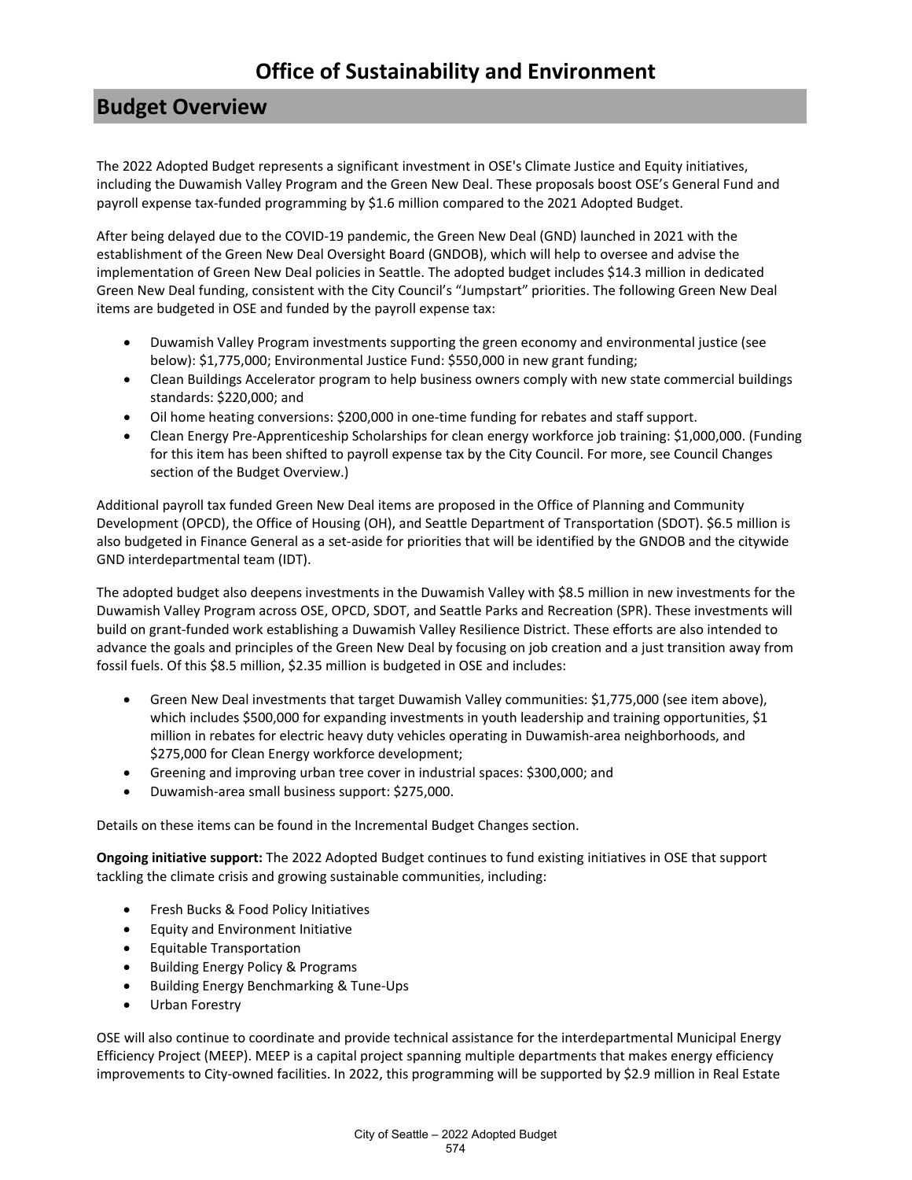# Office of Sustainability and Environment

## Budget Overview

The 2022 Adopted Budget represents a significant investment in OSE's Climate Justice and Equity initiatives, including the Duwamish Valley Program and the Green New Deal. These proposals boost OSE's General Fund and payroll expense tax-funded programming by $1.6 million compared to the 2021 Adopted Budget.

After being delayed due to the COVID-19 pandemic, the Green New Deal (GND) launched in 2021 with the establishment of the Green New Deal Oversight Board (GNDOB), which will help to oversee and advise the implementation of Green New Deal policies in Seattle. The adopted budget includes $14.3 million in dedicated Green New Deal funding, consistent with the City Council's "Jumpstart" priorities. The following Green New Deal items are budgeted in OSE and funded by the payroll expense tax:

- Duwamish Valley Program investments supporting the green economy and environmental justice (see below): $1,775,000; Environmental Justice Fund: $550,000 in new grant funding;
- Clean Buildings Accelerator program to help business owners comply with new state commercial buildings standards: $220,000; and
- Oil home heating conversions: $200,000 in one-time funding for rebates and staff support.
- Clean Energy Pre-Apprenticeship Scholarships for clean energy workforce job training: $1,000,000. (Funding for this item has been shifted to payroll expense tax by the City Council. For more, see Council Changes section of the Budget Overview.)

Additional payroll tax funded Green New Deal items are proposed in the Office of Planning and Community Development (OPCD), the Office of Housing (OH), and Seattle Department of Transportation (SDOT). $6.5 million is also budgeted in Finance General as a set-aside for priorities that will be identified by the GNDOB and the citywide GND interdepartmental team (IDT).

The adopted budget also deepens investments in the Duwamish Valley with $8.5 million in new investments for the Duwamish Valley Program across OSE, OPCD, SDOT, and Seattle Parks and Recreation (SPR). These investments will build on grant-funded work establishing a Duwamish Valley Resilience District. These efforts are also intended to advance the goals and principles of the Green New Deal by focusing on job creation and a just transition away from fossil fuels. Of this $8.5 million, $2.35 million is budgeted in OSE and includes:

- Green New Deal investments that target Duwamish Valley communities: $1,775,000 (see item above), which includes $500,000 for expanding investments in youth leadership and training opportunities, $1 million in rebates for electric heavy duty vehicles operating in Duwamish-area neighborhoods, and $275,000 for Clean Energy workforce development;
- Greening and improving urban tree cover in industrial spaces: $300,000; and
- Duwamish-area small business support: $275,000.

Details on these items can be found in the Incremental Budget Changes section.

**Ongoing initiative support:** The 2022 Adopted Budget continues to fund existing initiatives in OSE that support tackling the climate crisis and growing sustainable communities, including:

- Fresh Bucks & Food Policy Initiatives
- Equity and Environment Initiative
- Equitable Transportation
- Building Energy Policy & Programs
- Building Energy Benchmarking & Tune-Ups
- Urban Forestry

OSE will also continue to coordinate and provide technical assistance for the interdepartmental Municipal Energy Efficiency Project (MEEP). MEEP is a capital project spanning multiple departments that makes energy efficiency improvements to City-owned facilities. In 2022, this programming will be supported by $2.9 million in Real Estate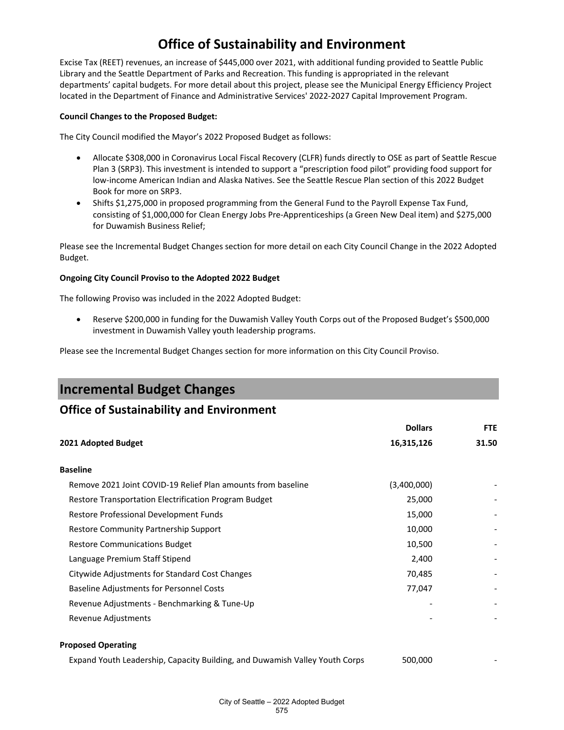# Office of Sustainability and Environment

Excise Tax (REET) revenues, an increase of $445,000 over 2021, with additional funding provided to Seattle Public Library and the Seattle Department of Parks and Recreation. This funding is appropriated in the relevant departments' capital budgets. For more detail about this project, please see the Municipal Energy Efficiency Project located in the Department of Finance and Administrative Services' 2022-2027 Capital Improvement Program.

**Council Changes to the Proposed Budget:**

The City Council modified the Mayor's 2022 Proposed Budget as follows:

- Allocate $308,000 in Coronavirus Local Fiscal Recovery (CLFR) funds directly to OSE as part of Seattle Rescue Plan 3 (SRP3). This investment is intended to support a "prescription food pilot" providing food support for low-income American Indian and Alaska Natives. See the Seattle Rescue Plan section of this 2022 Budget Book for more on SRP3.
- Shifts $1,275,000 in proposed programming from the General Fund to the Payroll Expense Tax Fund, consisting of $1,000,000 for Clean Energy Jobs Pre-Apprenticeships (a Green New Deal item) and $275,000 for Duwamish Business Relief;

Please see the Incremental Budget Changes section for more detail on each City Council Change in the 2022 Adopted Budget.

**Ongoing City Council Proviso to the Adopted 2022 Budget**

The following Proviso was included in the 2022 Adopted Budget:

- Reserve $200,000 in funding for the Duwamish Valley Youth Corps out of the Proposed Budget's $500,000 investment in Duwamish Valley youth leadership programs.

Please see the Incremental Budget Changes section for more information on this City Council Proviso.

## Incremental Budget Changes

### Office of Sustainability and Environment

| | Dollars | FTE |
|---|---|---|
| **2021 Adopted Budget** | **16,315,126** | **31.50** |
| **Baseline** | | |
| Remove 2021 Joint COVID-19 Relief Plan amounts from baseline | (3,400,000) | - |
| Restore Transportation Electrification Program Budget | 25,000 | - |
| Restore Professional Development Funds | 15,000 | - |
| Restore Community Partnership Support | 10,000 | - |
| Restore Communications Budget | 10,500 | - |
| Language Premium Staff Stipend | 2,400 | - |
| Citywide Adjustments for Standard Cost Changes | 70,485 | - |
| Baseline Adjustments for Personnel Costs | 77,047 | - |
| Revenue Adjustments - Benchmarking & Tune-Up | - | - |
| Revenue Adjustments | - | - |
| **Proposed Operating** | | |
| Expand Youth Leadership, Capacity Building, and Duwamish Valley Youth Corps | 500,000 | - |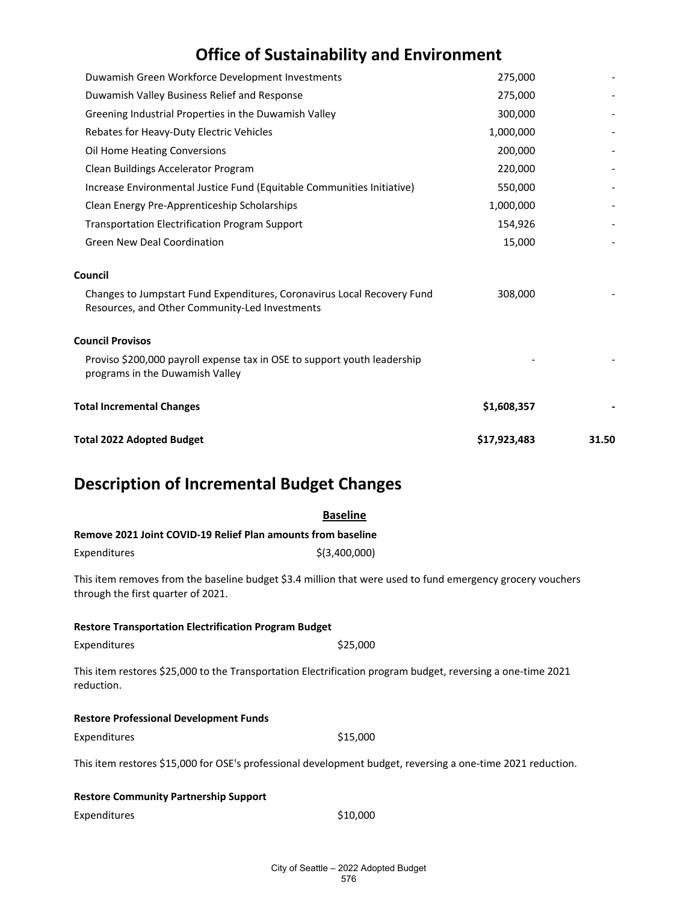# Office of Sustainability and Environment

| | | |
|---|---|---|
| Duwamish Green Workforce Development Investments | 275,000 | - |
| Duwamish Valley Business Relief and Response | 275,000 | - |
| Greening Industrial Properties in the Duwamish Valley | 300,000 | - |
| Rebates for Heavy-Duty Electric Vehicles | 1,000,000 | - |
| Oil Home Heating Conversions | 200,000 | - |
| Clean Buildings Accelerator Program | 220,000 | - |
| Increase Environmental Justice Fund (Equitable Communities Initiative) | 550,000 | - |
| Clean Energy Pre-Apprenticeship Scholarships | 1,000,000 | - |
| Transportation Electrification Program Support | 154,926 | - |
| Green New Deal Coordination | 15,000 | - |
| **Council** | | |
| Changes to Jumpstart Fund Expenditures, Coronavirus Local Recovery Fund Resources, and Other Community-Led Investments | 308,000 | - |
| **Council Provisos** | | |
| Proviso $200,000 payroll expense tax in OSE to support youth leadership programs in the Duwamish Valley | - | - |
| **Total Incremental Changes** | **$1,608,357** | **-** |
| **Total 2022 Adopted Budget** | **$17,923,483** | **31.50** |

# Description of Incremental Budget Changes

## Baseline

**Remove 2021 Joint COVID-19 Relief Plan amounts from baseline**

Expenditures $(3,400,000)

This item removes from the baseline budget $3.4 million that were used to fund emergency grocery vouchers through the first quarter of 2021.

**Restore Transportation Electrification Program Budget**

Expenditures $25,000

This item restores $25,000 to the Transportation Electrification program budget, reversing a one-time 2021 reduction.

**Restore Professional Development Funds**

Expenditures $15,000

This item restores $15,000 for OSE's professional development budget, reversing a one-time 2021 reduction.

**Restore Community Partnership Support**

Expenditures $10,000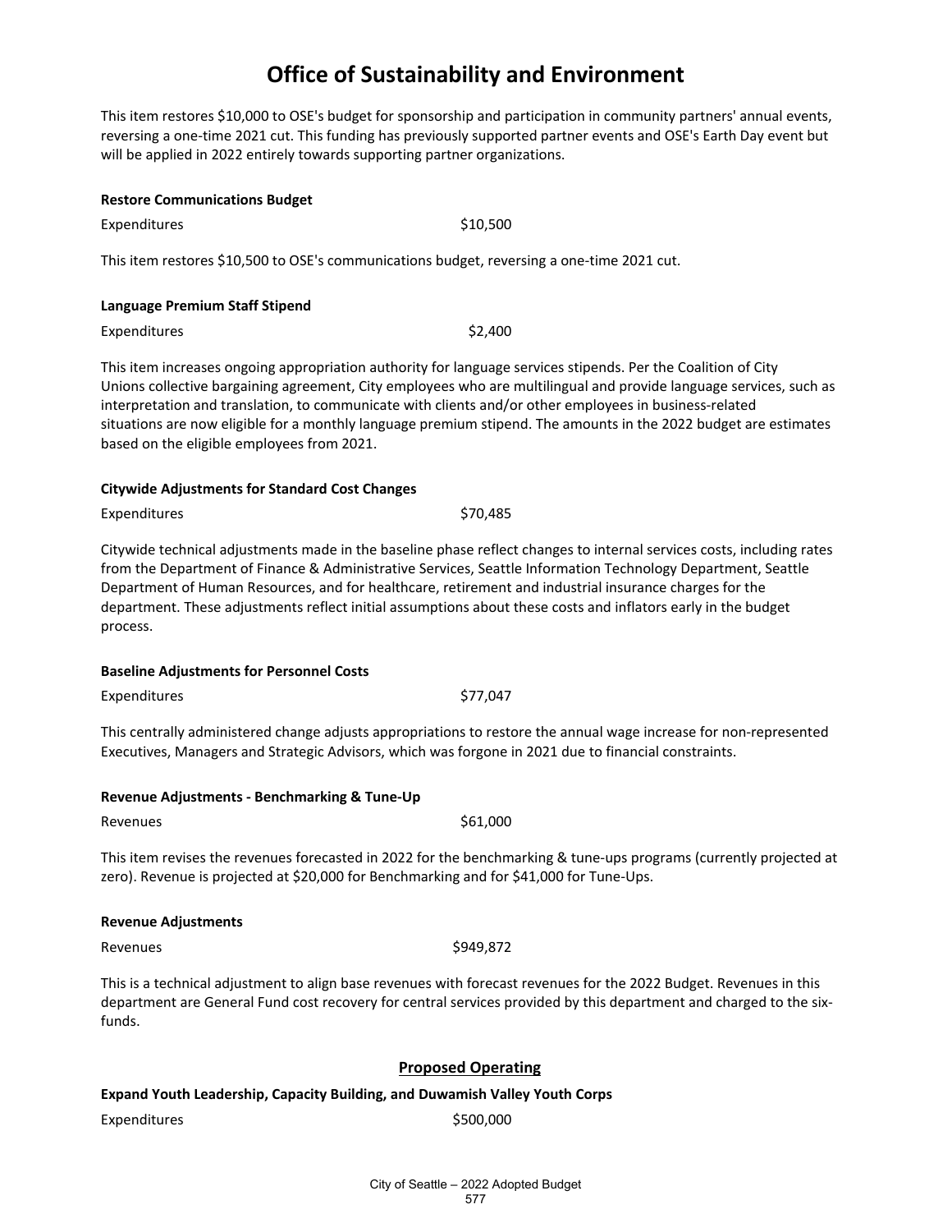# Office of Sustainability and Environment

This item restores $10,000 to OSE's budget for sponsorship and participation in community partners' annual events, reversing a one-time 2021 cut. This funding has previously supported partner events and OSE's Earth Day event but will be applied in 2022 entirely towards supporting partner organizations.

**Restore Communications Budget**

Expenditures $10,500

This item restores $10,500 to OSE's communications budget, reversing a one-time 2021 cut.

**Language Premium Staff Stipend**

Expenditures $2,400

This item increases ongoing appropriation authority for language services stipends. Per the Coalition of City Unions collective bargaining agreement, City employees who are multilingual and provide language services, such as interpretation and translation, to communicate with clients and/or other employees in business-related situations are now eligible for a monthly language premium stipend. The amounts in the 2022 budget are estimates based on the eligible employees from 2021.

**Citywide Adjustments for Standard Cost Changes**

Expenditures $70,485

Citywide technical adjustments made in the baseline phase reflect changes to internal services costs, including rates from the Department of Finance & Administrative Services, Seattle Information Technology Department, Seattle Department of Human Resources, and for healthcare, retirement and industrial insurance charges for the department. These adjustments reflect initial assumptions about these costs and inflators early in the budget process.

**Baseline Adjustments for Personnel Costs**

Expenditures $77,047

This centrally administered change adjusts appropriations to restore the annual wage increase for non-represented Executives, Managers and Strategic Advisors, which was forgone in 2021 due to financial constraints.

**Revenue Adjustments - Benchmarking & Tune-Up**

Revenues $61,000

This item revises the revenues forecasted in 2022 for the benchmarking & tune-ups programs (currently projected at zero). Revenue is projected at $20,000 for Benchmarking and for $41,000 for Tune-Ups.

**Revenue Adjustments**

Revenues $949,872

This is a technical adjustment to align base revenues with forecast revenues for the 2022 Budget. Revenues in this department are General Fund cost recovery for central services provided by this department and charged to the six-funds.

## Proposed Operating

**Expand Youth Leadership, Capacity Building, and Duwamish Valley Youth Corps**

Expenditures $500,000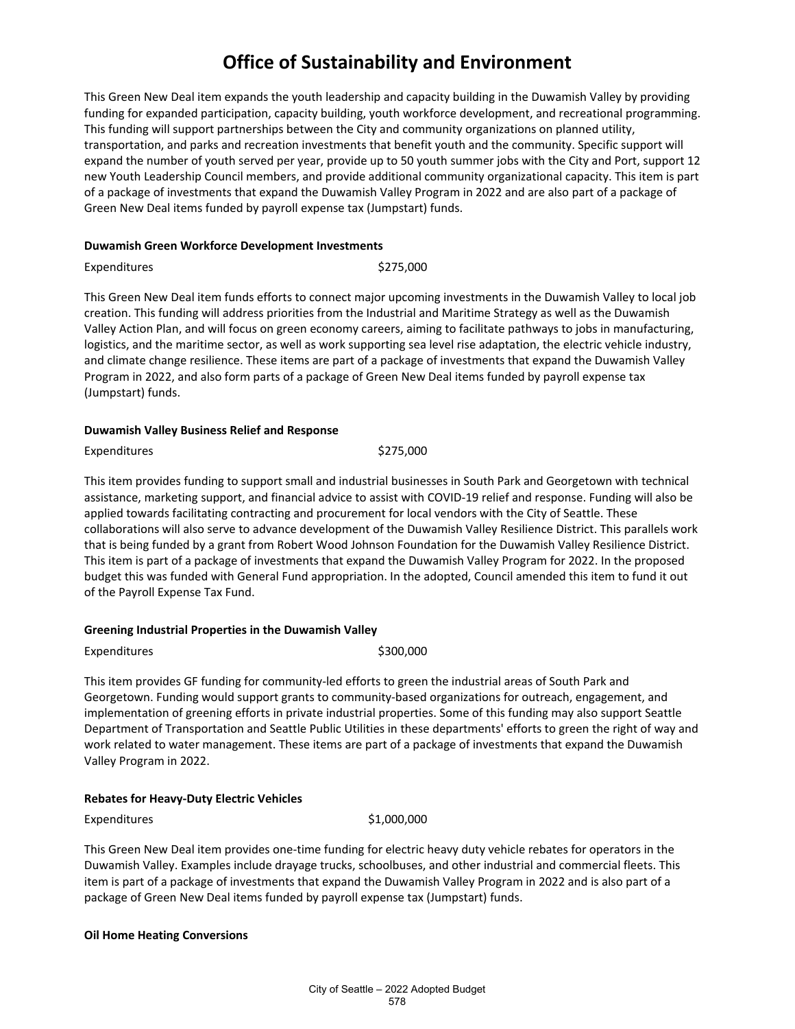# Office of Sustainability and Environment

This Green New Deal item expands the youth leadership and capacity building in the Duwamish Valley by providing funding for expanded participation, capacity building, youth workforce development, and recreational programming. This funding will support partnerships between the City and community organizations on planned utility, transportation, and parks and recreation investments that benefit youth and the community. Specific support will expand the number of youth served per year, provide up to 50 youth summer jobs with the City and Port, support 12 new Youth Leadership Council members, and provide additional community organizational capacity. This item is part of a package of investments that expand the Duwamish Valley Program in 2022 and are also part of a package of Green New Deal items funded by payroll expense tax (Jumpstart) funds.

**Duwamish Green Workforce Development Investments**

| | |
|---|---|
| Expenditures | $275,000 |

This Green New Deal item funds efforts to connect major upcoming investments in the Duwamish Valley to local job creation. This funding will address priorities from the Industrial and Maritime Strategy as well as the Duwamish Valley Action Plan, and will focus on green economy careers, aiming to facilitate pathways to jobs in manufacturing, logistics, and the maritime sector, as well as work supporting sea level rise adaptation, the electric vehicle industry, and climate change resilience. These items are part of a package of investments that expand the Duwamish Valley Program in 2022, and also form parts of a package of Green New Deal items funded by payroll expense tax (Jumpstart) funds.

**Duwamish Valley Business Relief and Response**

| | |
|---|---|
| Expenditures | $275,000 |

This item provides funding to support small and industrial businesses in South Park and Georgetown with technical assistance, marketing support, and financial advice to assist with COVID-19 relief and response. Funding will also be applied towards facilitating contracting and procurement for local vendors with the City of Seattle. These collaborations will also serve to advance development of the Duwamish Valley Resilience District. This parallels work that is being funded by a grant from Robert Wood Johnson Foundation for the Duwamish Valley Resilience District. This item is part of a package of investments that expand the Duwamish Valley Program for 2022. In the proposed budget this was funded with General Fund appropriation. In the adopted, Council amended this item to fund it out of the Payroll Expense Tax Fund.

**Greening Industrial Properties in the Duwamish Valley**

| | |
|---|---|
| Expenditures | $300,000 |

This item provides GF funding for community-led efforts to green the industrial areas of South Park and Georgetown. Funding would support grants to community-based organizations for outreach, engagement, and implementation of greening efforts in private industrial properties. Some of this funding may also support Seattle Department of Transportation and Seattle Public Utilities in these departments' efforts to green the right of way and work related to water management. These items are part of a package of investments that expand the Duwamish Valley Program in 2022.

**Rebates for Heavy-Duty Electric Vehicles**

| | |
|---|---|
| Expenditures | $1,000,000 |

This Green New Deal item provides one-time funding for electric heavy duty vehicle rebates for operators in the Duwamish Valley. Examples include drayage trucks, schoolbuses, and other industrial and commercial fleets. This item is part of a package of investments that expand the Duwamish Valley Program in 2022 and is also part of a package of Green New Deal items funded by payroll expense tax (Jumpstart) funds.

**Oil Home Heating Conversions**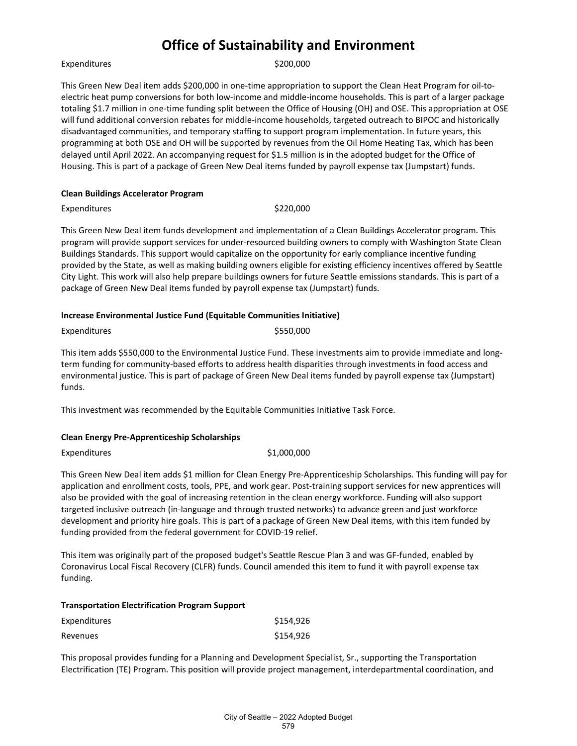# Office of Sustainability and Environment

Expenditures $200,000

This Green New Deal item adds $200,000 in one-time appropriation to support the Clean Heat Program for oil-to-electric heat pump conversions for both low-income and middle-income households. This is part of a larger package totaling $1.7 million in one-time funding split between the Office of Housing (OH) and OSE. This appropriation at OSE will fund additional conversion rebates for middle-income households, targeted outreach to BIPOC and historically disadvantaged communities, and temporary staffing to support program implementation. In future years, this programming at both OSE and OH will be supported by revenues from the Oil Home Heating Tax, which has been delayed until April 2022. An accompanying request for $1.5 million is in the adopted budget for the Office of Housing. This is part of a package of Green New Deal items funded by payroll expense tax (Jumpstart) funds.

**Clean Buildings Accelerator Program**

Expenditures $220,000

This Green New Deal item funds development and implementation of a Clean Buildings Accelerator program. This program will provide support services for under-resourced building owners to comply with Washington State Clean Buildings Standards. This support would capitalize on the opportunity for early compliance incentive funding provided by the State, as well as making building owners eligible for existing efficiency incentives offered by Seattle City Light. This work will also help prepare buildings owners for future Seattle emissions standards. This is part of a package of Green New Deal items funded by payroll expense tax (Jumpstart) funds.

**Increase Environmental Justice Fund (Equitable Communities Initiative)**

Expenditures $550,000

This item adds $550,000 to the Environmental Justice Fund. These investments aim to provide immediate and long-term funding for community-based efforts to address health disparities through investments in food access and environmental justice. This is part of package of Green New Deal items funded by payroll expense tax (Jumpstart) funds.

This investment was recommended by the Equitable Communities Initiative Task Force.

**Clean Energy Pre-Apprenticeship Scholarships**

Expenditures $1,000,000

This Green New Deal item adds $1 million for Clean Energy Pre-Apprenticeship Scholarships. This funding will pay for application and enrollment costs, tools, PPE, and work gear. Post-training support services for new apprentices will also be provided with the goal of increasing retention in the clean energy workforce. Funding will also support targeted inclusive outreach (in-language and through trusted networks) to advance green and just workforce development and priority hire goals. This is part of a package of Green New Deal items, with this item funded by funding provided from the federal government for COVID-19 relief.

This item was originally part of the proposed budget's Seattle Rescue Plan 3 and was GF-funded, enabled by Coronavirus Local Fiscal Recovery (CLFR) funds. Council amended this item to fund it with payroll expense tax funding.

**Transportation Electrification Program Support**

Expenditures $154,926

Revenues $154,926

This proposal provides funding for a Planning and Development Specialist, Sr., supporting the Transportation Electrification (TE) Program. This position will provide project management, interdepartmental coordination, and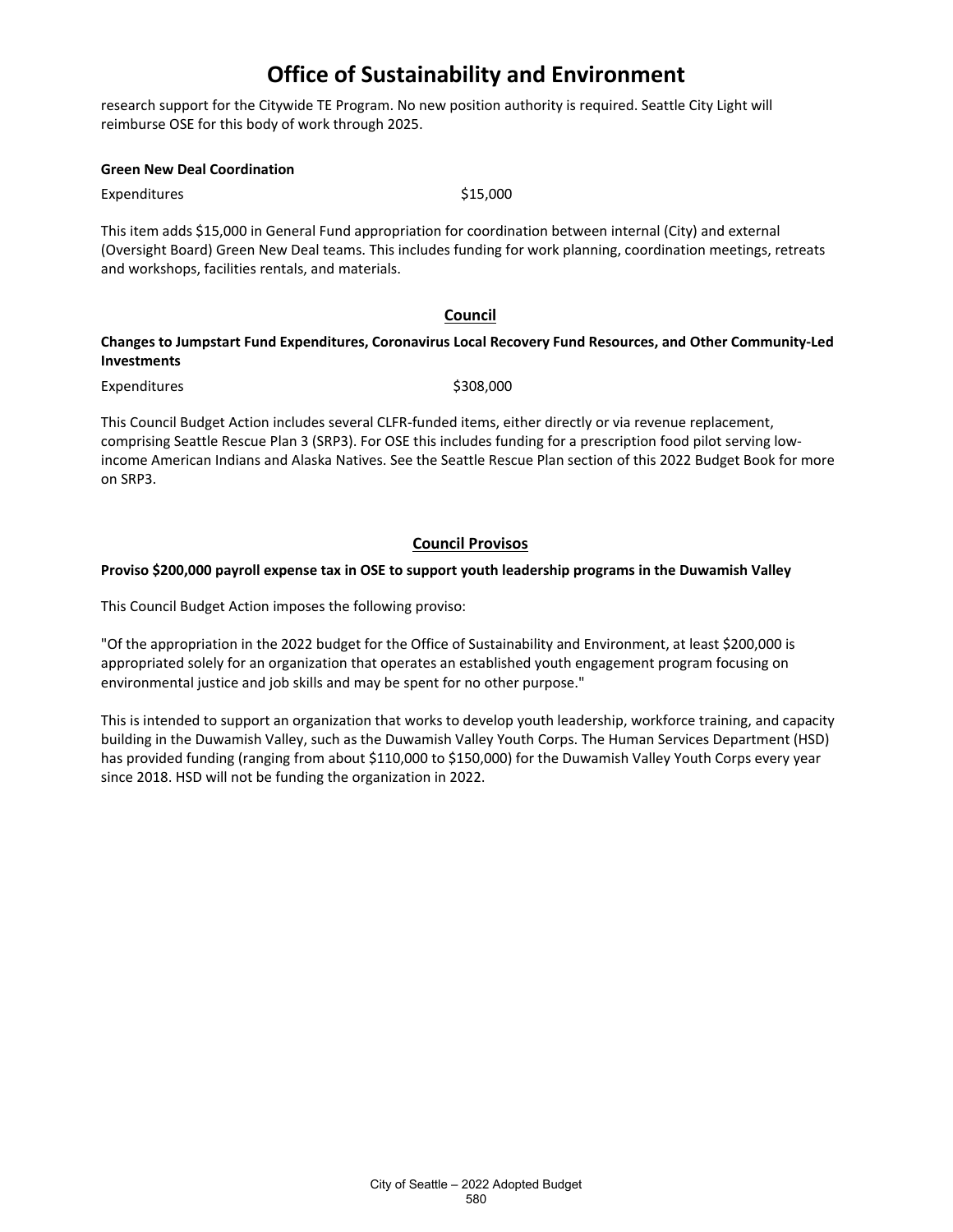# Office of Sustainability and Environment

research support for the Citywide TE Program. No new position authority is required. Seattle City Light will reimburse OSE for this body of work through 2025.

**Green New Deal Coordination**

Expenditures $15,000

This item adds $15,000 in General Fund appropriation for coordination between internal (City) and external (Oversight Board) Green New Deal teams. This includes funding for work planning, coordination meetings, retreats and workshops, facilities rentals, and materials.

## Council

**Changes to Jumpstart Fund Expenditures, Coronavirus Local Recovery Fund Resources, and Other Community-Led Investments**

Expenditures $308,000

This Council Budget Action includes several CLFR-funded items, either directly or via revenue replacement, comprising Seattle Rescue Plan 3 (SRP3). For OSE this includes funding for a prescription food pilot serving low-income American Indians and Alaska Natives. See the Seattle Rescue Plan section of this 2022 Budget Book for more on SRP3.

## Council Provisos

**Proviso $200,000 payroll expense tax in OSE to support youth leadership programs in the Duwamish Valley**

This Council Budget Action imposes the following proviso:

"Of the appropriation in the 2022 budget for the Office of Sustainability and Environment, at least $200,000 is appropriated solely for an organization that operates an established youth engagement program focusing on environmental justice and job skills and may be spent for no other purpose."

This is intended to support an organization that works to develop youth leadership, workforce training, and capacity building in the Duwamish Valley, such as the Duwamish Valley Youth Corps. The Human Services Department (HSD) has provided funding (ranging from about $110,000 to $150,000) for the Duwamish Valley Youth Corps every year since 2018. HSD will not be funding the organization in 2022.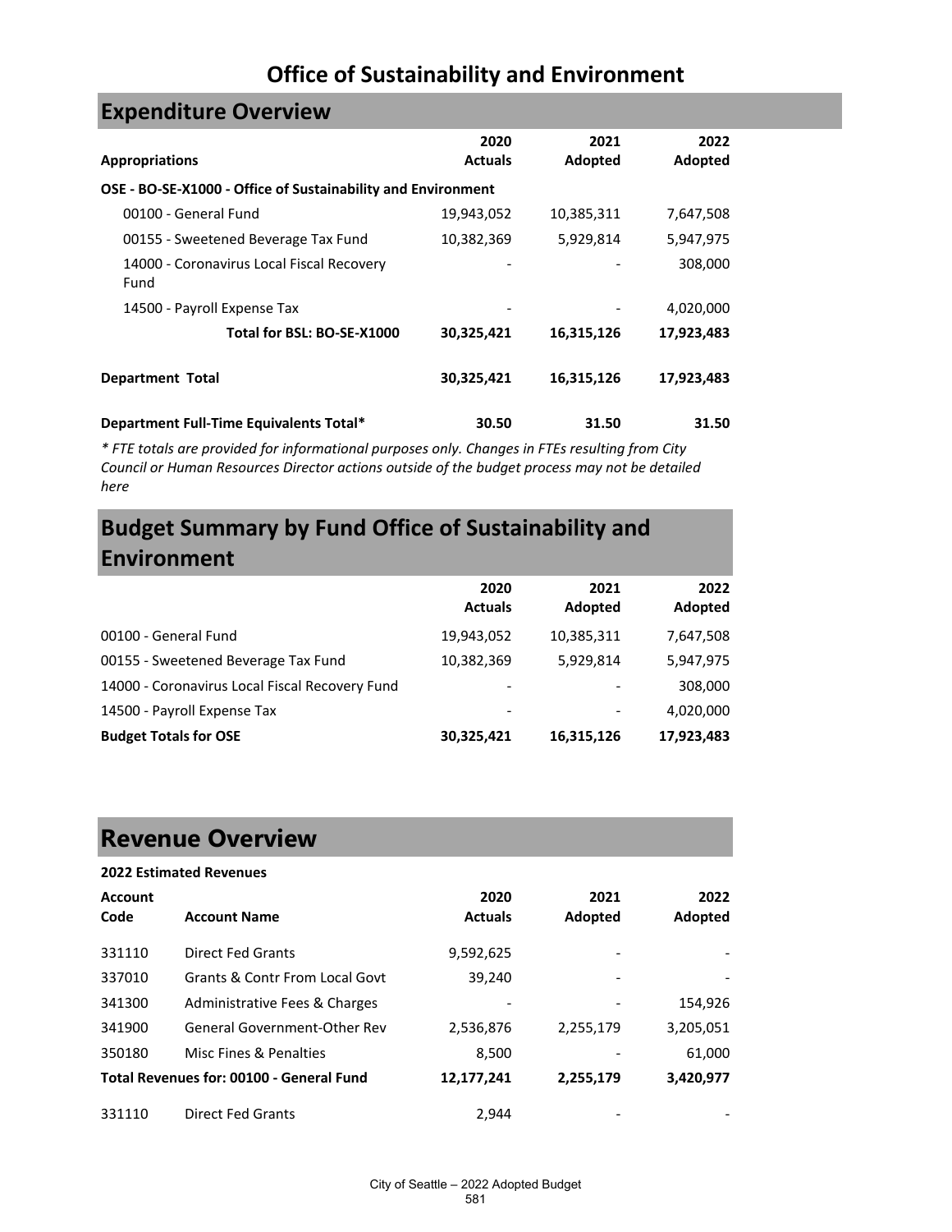# Office of Sustainability and Environment

## Expenditure Overview

| Appropriations | 2020 Actuals | 2021 Adopted | 2022 Adopted |
|---|---|---|---|
| **OSE - BO-SE-X1000 - Office of Sustainability and Environment** | | | |
| 00100 - General Fund | 19,943,052 | 10,385,311 | 7,647,508 |
| 00155 - Sweetened Beverage Tax Fund | 10,382,369 | 5,929,814 | 5,947,975 |
| 14000 - Coronavirus Local Fiscal Recovery Fund | - | - | 308,000 |
| 14500 - Payroll Expense Tax | - | - | 4,020,000 |
| **Total for BSL: BO-SE-X1000** | **30,325,421** | **16,315,126** | **17,923,483** |
| **Department Total** | **30,325,421** | **16,315,126** | **17,923,483** |
| **Department Full-Time Equivalents Total*** | **30.50** | **31.50** | **31.50** |

*\* FTE totals are provided for informational purposes only. Changes in FTEs resulting from City Council or Human Resources Director actions outside of the budget process may not be detailed here*

## Budget Summary by Fund Office of Sustainability and Environment

| | 2020 Actuals | 2021 Adopted | 2022 Adopted |
|---|---|---|---|
| 00100 - General Fund | 19,943,052 | 10,385,311 | 7,647,508 |
| 00155 - Sweetened Beverage Tax Fund | 10,382,369 | 5,929,814 | 5,947,975 |
| 14000 - Coronavirus Local Fiscal Recovery Fund | - | - | 308,000 |
| 14500 - Payroll Expense Tax | - | - | 4,020,000 |
| **Budget Totals for OSE** | **30,325,421** | **16,315,126** | **17,923,483** |

## Revenue Overview

**2022 Estimated Revenues**

| Account Code | Account Name | 2020 Actuals | 2021 Adopted | 2022 Adopted |
|---|---|---|---|---|
| 331110 | Direct Fed Grants | 9,592,625 | - | - |
| 337010 | Grants & Contr From Local Govt | 39,240 | - | - |
| 341300 | Administrative Fees & Charges | - | - | 154,926 |
| 341900 | General Government-Other Rev | 2,536,876 | 2,255,179 | 3,205,051 |
| 350180 | Misc Fines & Penalties | 8,500 | - | 61,000 |
| **Total Revenues for: 00100 - General Fund** | | **12,177,241** | **2,255,179** | **3,420,977** |
| 331110 | Direct Fed Grants | 2,944 | - | - |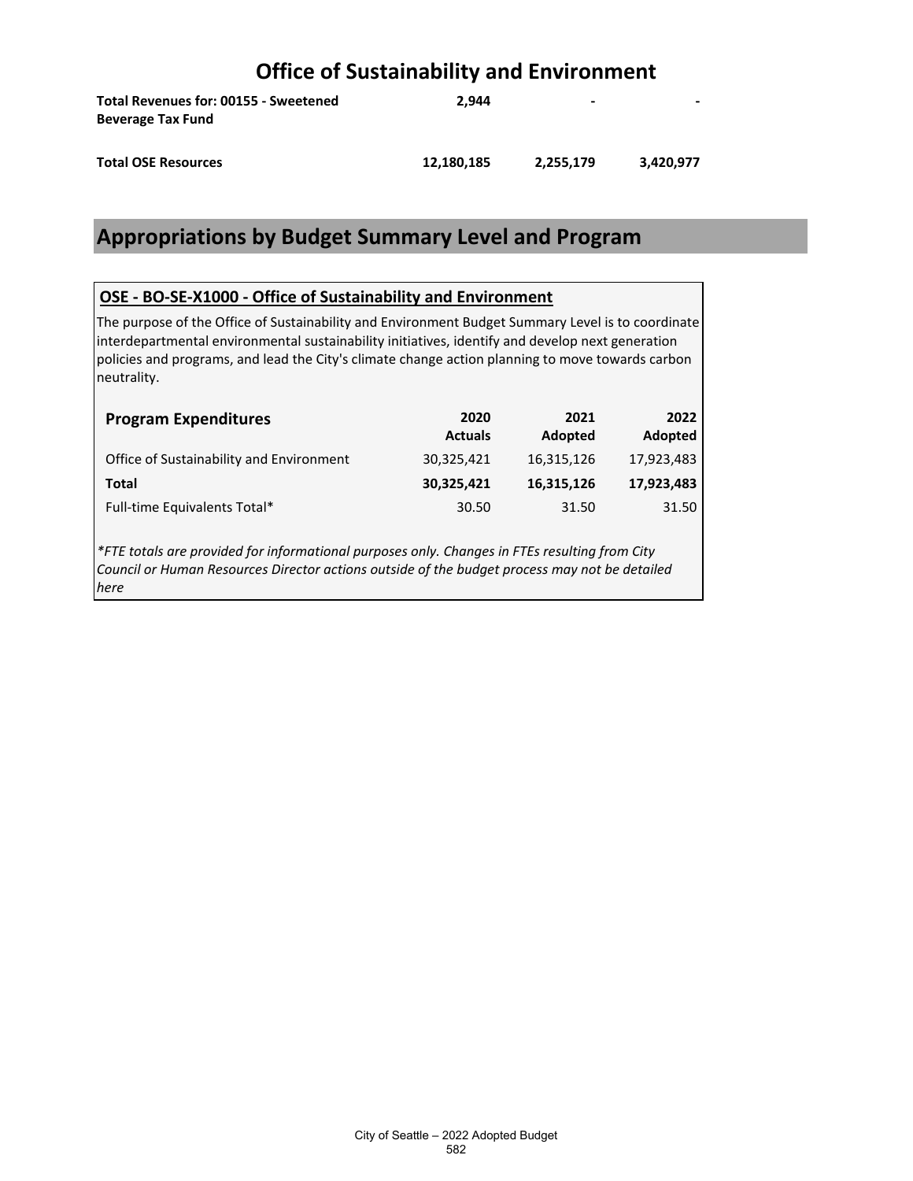# Office of Sustainability and Environment

| | | | |
|---|---|---|---|
| **Total Revenues for: 00155 - Sweetened Beverage Tax Fund** | **2,944** | **-** | **-** |
| **Total OSE Resources** | **12,180,185** | **2,255,179** | **3,420,977** |

## Appropriations by Budget Summary Level and Program

### OSE - BO-SE-X1000 - Office of Sustainability and Environment

The purpose of the Office of Sustainability and Environment Budget Summary Level is to coordinate interdepartmental environmental sustainability initiatives, identify and develop next generation policies and programs, and lead the City's climate change action planning to move towards carbon neutrality.

| Program Expenditures | 2020 Actuals | 2021 Adopted | 2022 Adopted |
|---|---|---|---|
| Office of Sustainability and Environment | 30,325,421 | 16,315,126 | 17,923,483 |
| **Total** | **30,325,421** | **16,315,126** | **17,923,483** |
| Full-time Equivalents Total* | 30.50 | 31.50 | 31.50 |

*\*FTE totals are provided for informational purposes only. Changes in FTEs resulting from City Council or Human Resources Director actions outside of the budget process may not be detailed here*